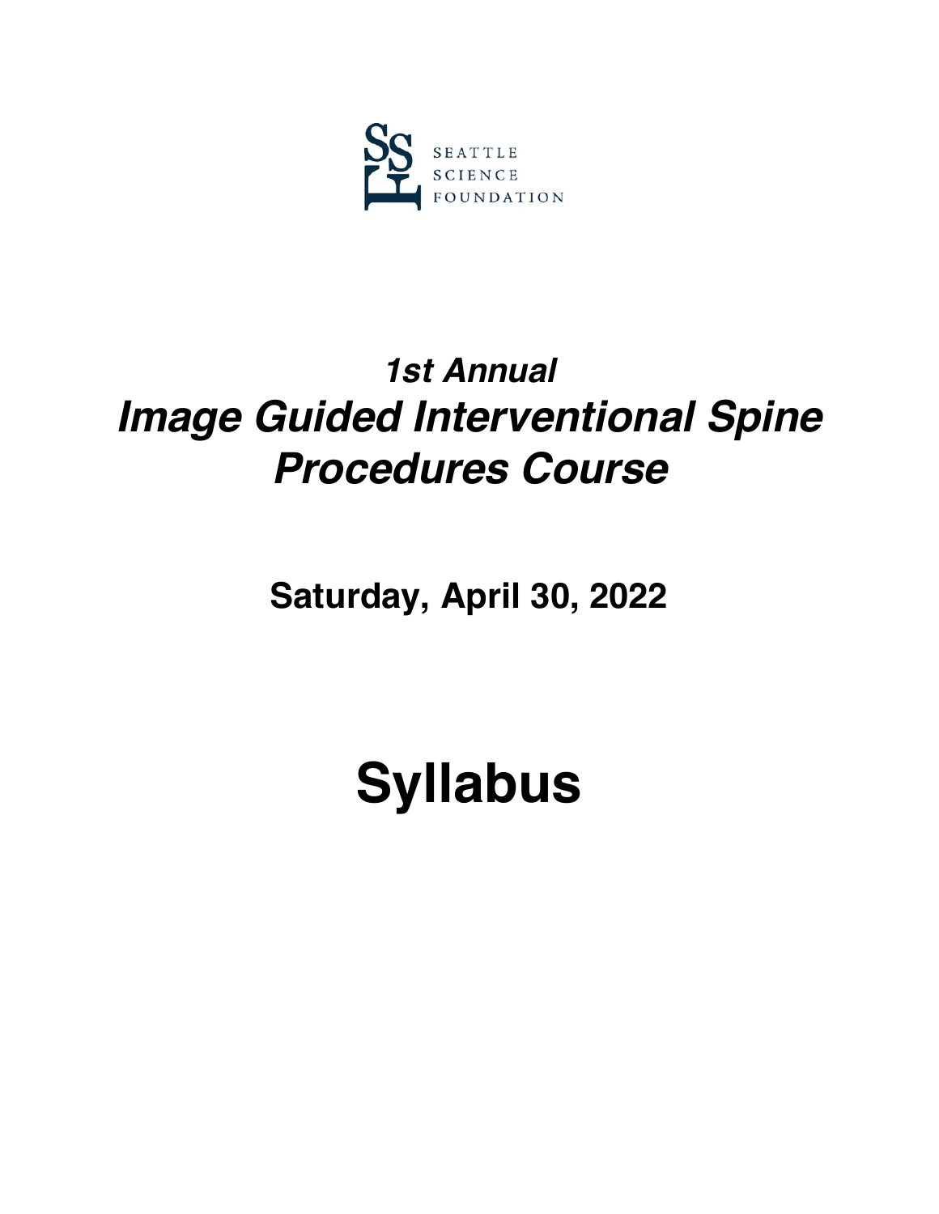SEATTLE SCIENCE FOUNDATION

# *1st Annual*

# *Image Guided Interventional Spine Procedures Course*

## Saturday, April 30, 2022

# Syllabus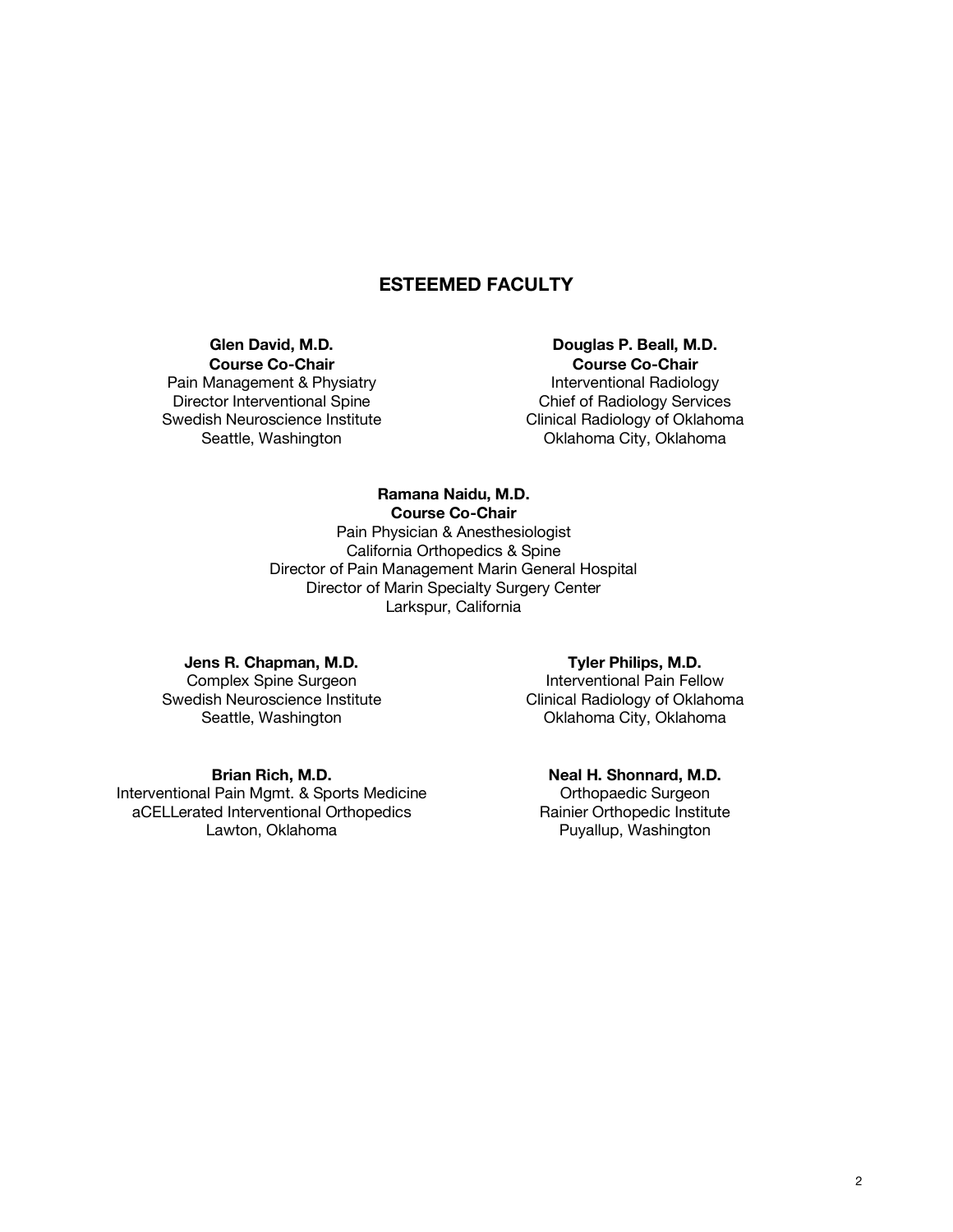## ESTEEMED FACULTY

**Glen David, M.D.**
**Course Co-Chair**
Pain Management & Physiatry
Director Interventional Spine
Swedish Neuroscience Institute
Seattle, Washington

**Douglas P. Beall, M.D.**
**Course Co-Chair**
Interventional Radiology
Chief of Radiology Services
Clinical Radiology of Oklahoma
Oklahoma City, Oklahoma

**Ramana Naidu, M.D.**
**Course Co-Chair**
Pain Physician & Anesthesiologist
California Orthopedics & Spine
Director of Pain Management Marin General Hospital
Director of Marin Specialty Surgery Center
Larkspur, California

**Jens R. Chapman, M.D.**
Complex Spine Surgeon
Swedish Neuroscience Institute
Seattle, Washington

**Tyler Philips, M.D.**
Interventional Pain Fellow
Clinical Radiology of Oklahoma
Oklahoma City, Oklahoma

**Brian Rich, M.D.**
Interventional Pain Mgmt. & Sports Medicine
aCELLerated Interventional Orthopedics
Lawton, Oklahoma

**Neal H. Shonnard, M.D.**
Orthopaedic Surgeon
Rainier Orthopedic Institute
Puyallup, Washington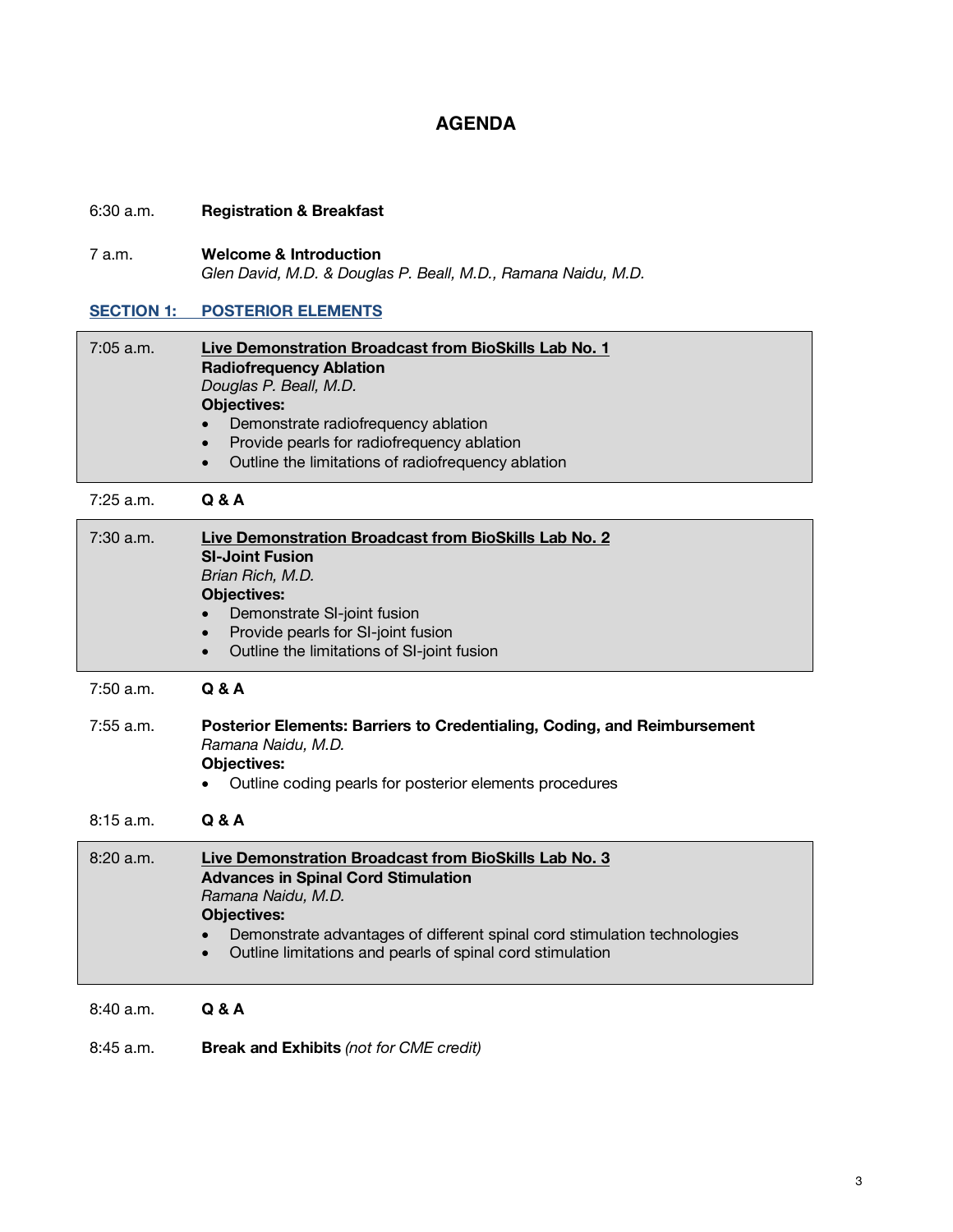# AGENDA

6:30 a.m. **Registration & Breakfast**

7 a.m. **Welcome & Introduction**
*Glen David, M.D. & Douglas P. Beall, M.D., Ramana Naidu, M.D.*

## SECTION 1: POSTERIOR ELEMENTS

7:05 a.m. **Live Demonstration Broadcast from BioSkills Lab No. 1**
**Radiofrequency Ablation**
*Douglas P. Beall, M.D.*
**Objectives:**
- Demonstrate radiofrequency ablation
- Provide pearls for radiofrequency ablation
- Outline the limitations of radiofrequency ablation

7:25 a.m. **Q & A**

7:30 a.m. **Live Demonstration Broadcast from BioSkills Lab No. 2**
**SI-Joint Fusion**
*Brian Rich, M.D.*
**Objectives:**
- Demonstrate SI-joint fusion
- Provide pearls for SI-joint fusion
- Outline the limitations of SI-joint fusion

7:50 a.m. **Q & A**

7:55 a.m. **Posterior Elements: Barriers to Credentialing, Coding, and Reimbursement**
*Ramana Naidu, M.D.*
**Objectives:**
- Outline coding pearls for posterior elements procedures

8:15 a.m. **Q & A**

8:20 a.m. **Live Demonstration Broadcast from BioSkills Lab No. 3**
**Advances in Spinal Cord Stimulation**
*Ramana Naidu, M.D.*
**Objectives:**
- Demonstrate advantages of different spinal cord stimulation technologies
- Outline limitations and pearls of spinal cord stimulation

8:40 a.m. **Q & A**

8:45 a.m. **Break and Exhibits** *(not for CME credit)*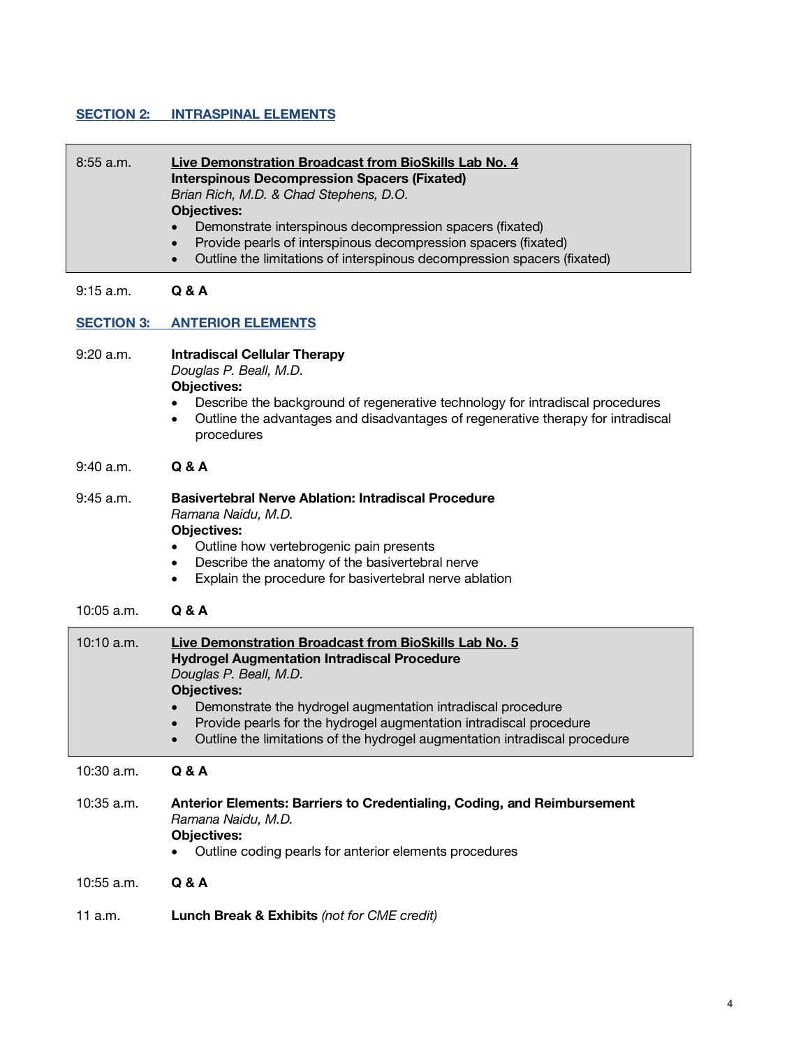## SECTION 2: INTRASPINAL ELEMENTS

8:55 a.m. **Live Demonstration Broadcast from BioSkills Lab No. 4**
**Interspinous Decompression Spacers (Fixated)**
*Brian Rich, M.D. & Chad Stephens, D.O.*
**Objectives:**

- Demonstrate interspinous decompression spacers (fixated)
- Provide pearls of interspinous decompression spacers (fixated)
- Outline the limitations of interspinous decompression spacers (fixated)

9:15 a.m. **Q & A**

## SECTION 3: ANTERIOR ELEMENTS

9:20 a.m. **Intradiscal Cellular Therapy**
*Douglas P. Beall, M.D.*
**Objectives:**

- Describe the background of regenerative technology for intradiscal procedures
- Outline the advantages and disadvantages of regenerative therapy for intradiscal procedures

9:40 a.m. **Q & A**

9:45 a.m. **Basivertebral Nerve Ablation: Intradiscal Procedure**
*Ramana Naidu, M.D.*
**Objectives:**

- Outline how vertebrogenic pain presents
- Describe the anatomy of the basivertebral nerve
- Explain the procedure for basivertebral nerve ablation

10:05 a.m. **Q & A**

10:10 a.m. **Live Demonstration Broadcast from BioSkills Lab No. 5**
**Hydrogel Augmentation Intradiscal Procedure**
*Douglas P. Beall, M.D.*
**Objectives:**

- Demonstrate the hydrogel augmentation intradiscal procedure
- Provide pearls for the hydrogel augmentation intradiscal procedure
- Outline the limitations of the hydrogel augmentation intradiscal procedure

10:30 a.m. **Q & A**

10:35 a.m. **Anterior Elements: Barriers to Credentialing, Coding, and Reimbursement**
*Ramana Naidu, M.D.*
**Objectives:**

- Outline coding pearls for anterior elements procedures

10:55 a.m. **Q & A**

11 a.m. **Lunch Break & Exhibits** *(not for CME credit)*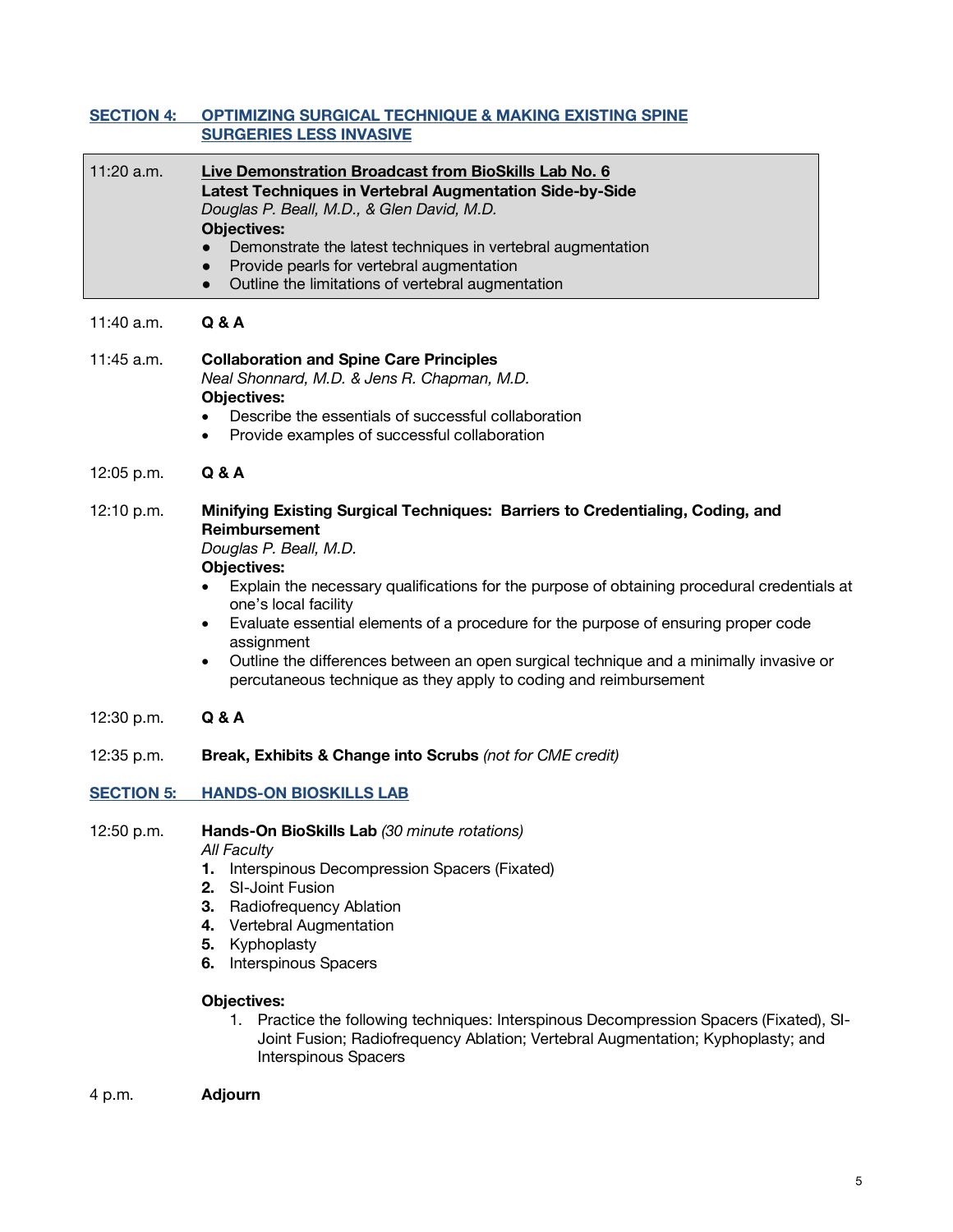## SECTION 4: OPTIMIZING SURGICAL TECHNIQUE & MAKING EXISTING SPINE SURGERIES LESS INVASIVE

11:20 a.m. **Live Demonstration Broadcast from BioSkills Lab No. 6**
**Latest Techniques in Vertebral Augmentation Side-by-Side**
*Douglas P. Beall, M.D., & Glen David, M.D.*
**Objectives:**
- Demonstrate the latest techniques in vertebral augmentation
- Provide pearls for vertebral augmentation
- Outline the limitations of vertebral augmentation

11:40 a.m. **Q & A**

11:45 a.m. **Collaboration and Spine Care Principles**
*Neal Shonnard, M.D. & Jens R. Chapman, M.D.*
**Objectives:**
- Describe the essentials of successful collaboration
- Provide examples of successful collaboration

12:05 p.m. **Q & A**

12:10 p.m. **Minifying Existing Surgical Techniques: Barriers to Credentialing, Coding, and Reimbursement**
*Douglas P. Beall, M.D.*
**Objectives:**
- Explain the necessary qualifications for the purpose of obtaining procedural credentials at one's local facility
- Evaluate essential elements of a procedure for the purpose of ensuring proper code assignment
- Outline the differences between an open surgical technique and a minimally invasive or percutaneous technique as they apply to coding and reimbursement

12:30 p.m. **Q & A**

12:35 p.m. **Break, Exhibits & Change into Scrubs** *(not for CME credit)*

## SECTION 5: HANDS-ON BIOSKILLS LAB

12:50 p.m. **Hands-On BioSkills Lab** *(30 minute rotations)*
*All Faculty*
1. Interspinous Decompression Spacers (Fixated)
2. SI-Joint Fusion
3. Radiofrequency Ablation
4. Vertebral Augmentation
5. Kyphoplasty
6. Interspinous Spacers

**Objectives:**
1. Practice the following techniques: Interspinous Decompression Spacers (Fixated), SI-Joint Fusion; Radiofrequency Ablation; Vertebral Augmentation; Kyphoplasty; and Interspinous Spacers

4 p.m. **Adjourn**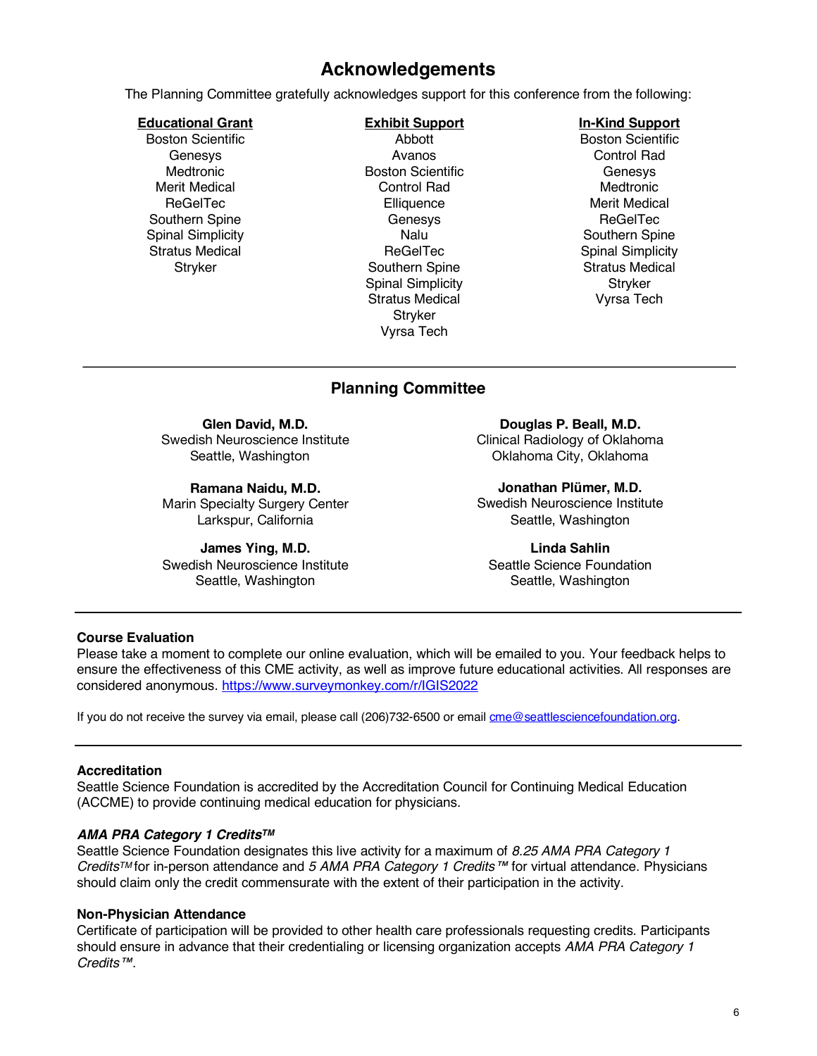# Acknowledgements

The Planning Committee gratefully acknowledges support for this conference from the following:

**Educational Grant**

Boston Scientific
Genesys
Medtronic
Merit Medical
ReGelTec
Southern Spine
Spinal Simplicity
Stratus Medical
Stryker

**Exhibit Support**

Abbott
Avanos
Boston Scientific
Control Rad
Elliquence
Genesys
Nalu
ReGelTec
Southern Spine
Spinal Simplicity
Stratus Medical
Stryker
Vyrsa Tech

**In-Kind Support**

Boston Scientific
Control Rad
Genesys
Medtronic
Merit Medical
ReGelTec
Southern Spine
Spinal Simplicity
Stratus Medical
Stryker
Vyrsa Tech

---

## Planning Committee

**Glen David, M.D.**
Swedish Neuroscience Institute
Seattle, Washington

**Ramana Naidu, M.D.**
Marin Specialty Surgery Center
Larkspur, California

**James Ying, M.D.**
Swedish Neuroscience Institute
Seattle, Washington

**Douglas P. Beall, M.D.**
Clinical Radiology of Oklahoma
Oklahoma City, Oklahoma

**Jonathan Plümer, M.D.**
Swedish Neuroscience Institute
Seattle, Washington

**Linda Sahlin**
Seattle Science Foundation
Seattle, Washington

---

### Course Evaluation

Please take a moment to complete our online evaluation, which will be emailed to you. Your feedback helps to ensure the effectiveness of this CME activity, as well as improve future educational activities. All responses are considered anonymous. https://www.surveymonkey.com/r/IGIS2022

If you do not receive the survey via email, please call (206)732-6500 or email cme@seattlesciencefoundation.org.

---

### Accreditation

Seattle Science Foundation is accredited by the Accreditation Council for Continuing Medical Education (ACCME) to provide continuing medical education for physicians.

***AMA PRA Category 1 Credits™***

Seattle Science Foundation designates this live activity for a maximum of *8.25 AMA PRA Category 1 Credits™* for in-person attendance and *5 AMA PRA Category 1 Credits™* for virtual attendance. Physicians should claim only the credit commensurate with the extent of their participation in the activity.

### Non-Physician Attendance

Certificate of participation will be provided to other health care professionals requesting credits. Participants should ensure in advance that their credentialing or licensing organization accepts *AMA PRA Category 1 Credits™*.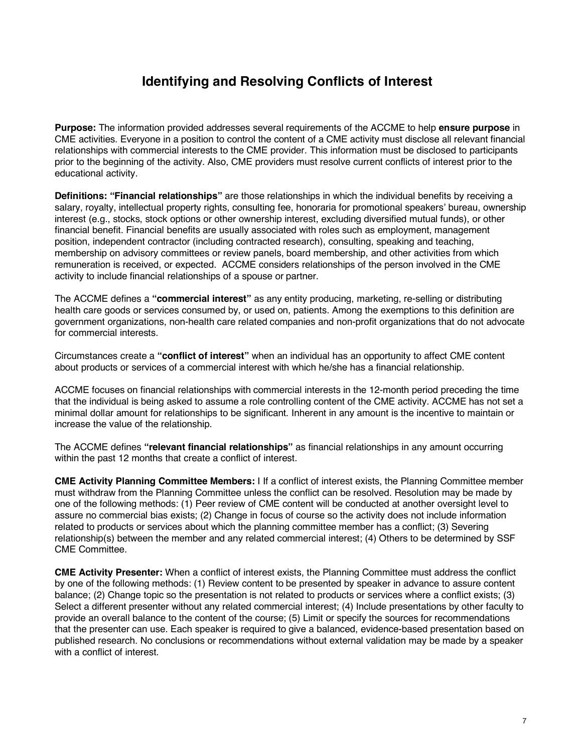# Identifying and Resolving Conflicts of Interest

**Purpose:** The information provided addresses several requirements of the ACCME to help **ensure purpose** in CME activities. Everyone in a position to control the content of a CME activity must disclose all relevant financial relationships with commercial interests to the CME provider. This information must be disclosed to participants prior to the beginning of the activity. Also, CME providers must resolve current conflicts of interest prior to the educational activity.

**Definitions: "Financial relationships"** are those relationships in which the individual benefits by receiving a salary, royalty, intellectual property rights, consulting fee, honoraria for promotional speakers' bureau, ownership interest (e.g., stocks, stock options or other ownership interest, excluding diversified mutual funds), or other financial benefit. Financial benefits are usually associated with roles such as employment, management position, independent contractor (including contracted research), consulting, speaking and teaching, membership on advisory committees or review panels, board membership, and other activities from which remuneration is received, or expected. ACCME considers relationships of the person involved in the CME activity to include financial relationships of a spouse or partner.

The ACCME defines a **"commercial interest"** as any entity producing, marketing, re-selling or distributing health care goods or services consumed by, or used on, patients. Among the exemptions to this definition are government organizations, non-health care related companies and non-profit organizations that do not advocate for commercial interests.

Circumstances create a **"conflict of interest"** when an individual has an opportunity to affect CME content about products or services of a commercial interest with which he/she has a financial relationship.

ACCME focuses on financial relationships with commercial interests in the 12-month period preceding the time that the individual is being asked to assume a role controlling content of the CME activity. ACCME has not set a minimal dollar amount for relationships to be significant. Inherent in any amount is the incentive to maintain or increase the value of the relationship.

The ACCME defines **"relevant financial relationships"** as financial relationships in any amount occurring within the past 12 months that create a conflict of interest.

**CME Activity Planning Committee Members:** I If a conflict of interest exists, the Planning Committee member must withdraw from the Planning Committee unless the conflict can be resolved. Resolution may be made by one of the following methods: (1) Peer review of CME content will be conducted at another oversight level to assure no commercial bias exists; (2) Change in focus of course so the activity does not include information related to products or services about which the planning committee member has a conflict; (3) Severing relationship(s) between the member and any related commercial interest; (4) Others to be determined by SSF CME Committee.

**CME Activity Presenter:** When a conflict of interest exists, the Planning Committee must address the conflict by one of the following methods: (1) Review content to be presented by speaker in advance to assure content balance; (2) Change topic so the presentation is not related to products or services where a conflict exists; (3) Select a different presenter without any related commercial interest; (4) Include presentations by other faculty to provide an overall balance to the content of the course; (5) Limit or specify the sources for recommendations that the presenter can use. Each speaker is required to give a balanced, evidence-based presentation based on published research. No conclusions or recommendations without external validation may be made by a speaker with a conflict of interest.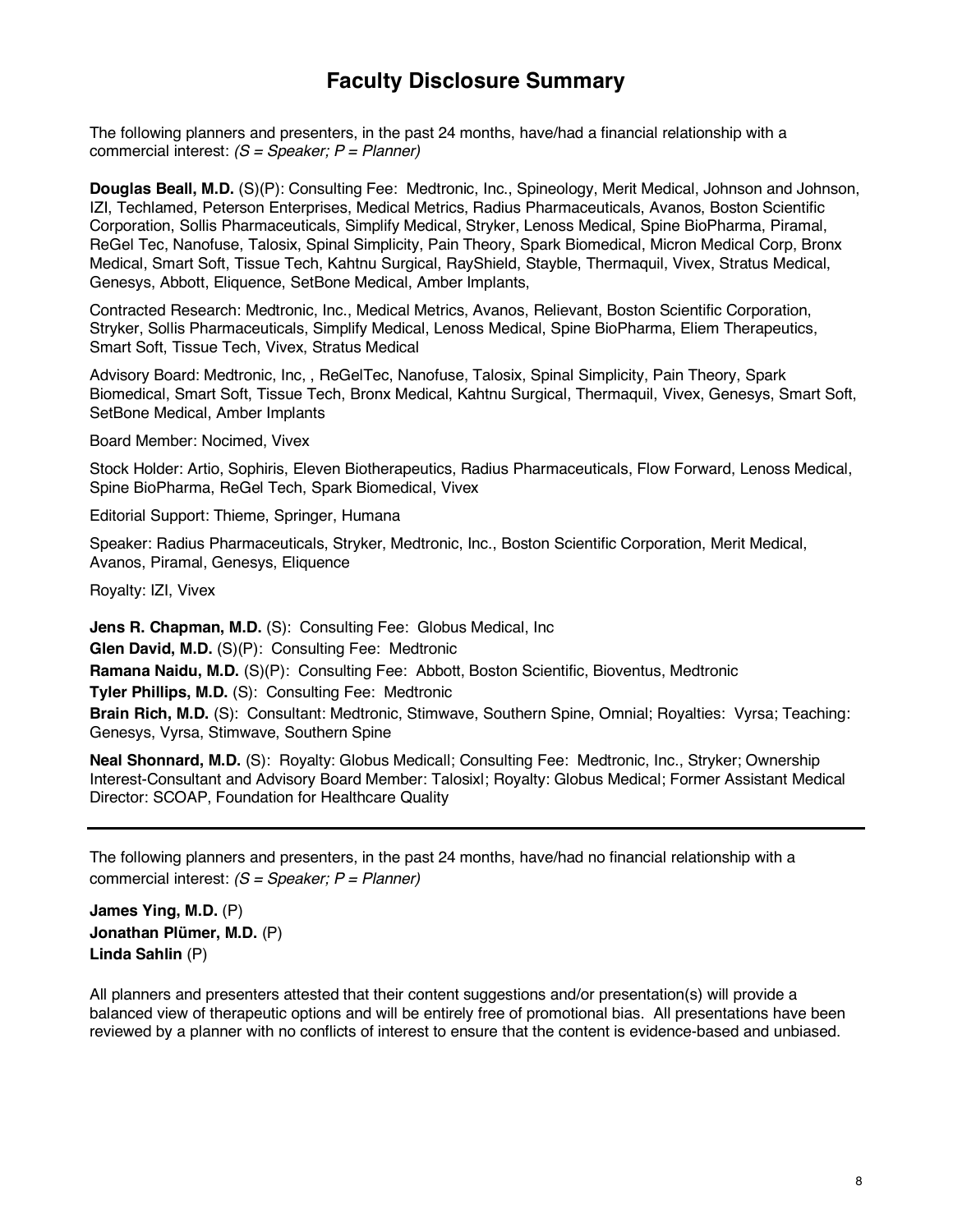# Faculty Disclosure Summary

The following planners and presenters, in the past 24 months, have/had a financial relationship with a commercial interest: *(S = Speaker; P = Planner)*

**Douglas Beall, M.D.** (S)(P): Consulting Fee: Medtronic, Inc., Spineology, Merit Medical, Johnson and Johnson, IZI, Techlamed, Peterson Enterprises, Medical Metrics, Radius Pharmaceuticals, Avanos, Boston Scientific Corporation, Sollis Pharmaceuticals, Simplify Medical, Stryker, Lenoss Medical, Spine BioPharma, Piramal, ReGel Tec, Nanofuse, Talosix, Spinal Simplicity, Pain Theory, Spark Biomedical, Micron Medical Corp, Bronx Medical, Smart Soft, Tissue Tech, Kahtnu Surgical, RayShield, Stayble, Thermaquil, Vivex, Stratus Medical, Genesys, Abbott, Eliquence, SetBone Medical, Amber Implants,

Contracted Research: Medtronic, Inc., Medical Metrics, Avanos, Relievant, Boston Scientific Corporation, Stryker, Sollis Pharmaceuticals, Simplify Medical, Lenoss Medical, Spine BioPharma, Eliem Therapeutics, Smart Soft, Tissue Tech, Vivex, Stratus Medical

Advisory Board: Medtronic, Inc, , ReGelTec, Nanofuse, Talosix, Spinal Simplicity, Pain Theory, Spark Biomedical, Smart Soft, Tissue Tech, Bronx Medical, Kahtnu Surgical, Thermaquil, Vivex, Genesys, Smart Soft, SetBone Medical, Amber Implants

Board Member: Nocimed, Vivex

Stock Holder: Artio, Sophiris, Eleven Biotherapeutics, Radius Pharmaceuticals, Flow Forward, Lenoss Medical, Spine BioPharma, ReGel Tech, Spark Biomedical, Vivex

Editorial Support: Thieme, Springer, Humana

Speaker: Radius Pharmaceuticals, Stryker, Medtronic, Inc., Boston Scientific Corporation, Merit Medical, Avanos, Piramal, Genesys, Eliquence

Royalty: IZI, Vivex

**Jens R. Chapman, M.D.** (S): Consulting Fee: Globus Medical, Inc
**Glen David, M.D.** (S)(P): Consulting Fee: Medtronic
**Ramana Naidu, M.D.** (S)(P): Consulting Fee: Abbott, Boston Scientific, Bioventus, Medtronic
**Tyler Phillips, M.D.** (S): Consulting Fee: Medtronic
**Brain Rich, M.D.** (S): Consultant: Medtronic, Stimwave, Southern Spine, Omnial; Royalties: Vyrsa; Teaching: Genesys, Vyrsa, Stimwave, Southern Spine

**Neal Shonnard, M.D.** (S): Royalty: Globus Medicall; Consulting Fee: Medtronic, Inc., Stryker; Ownership Interest-Consultant and Advisory Board Member: Talosixl; Royalty: Globus Medical; Former Assistant Medical Director: SCOAP, Foundation for Healthcare Quality

---

The following planners and presenters, in the past 24 months, have/had no financial relationship with a commercial interest: *(S = Speaker; P = Planner)*

**James Ying, M.D.** (P)
**Jonathan Plümer, M.D.** (P)
**Linda Sahlin** (P)

All planners and presenters attested that their content suggestions and/or presentation(s) will provide a balanced view of therapeutic options and will be entirely free of promotional bias. All presentations have been reviewed by a planner with no conflicts of interest to ensure that the content is evidence-based and unbiased.